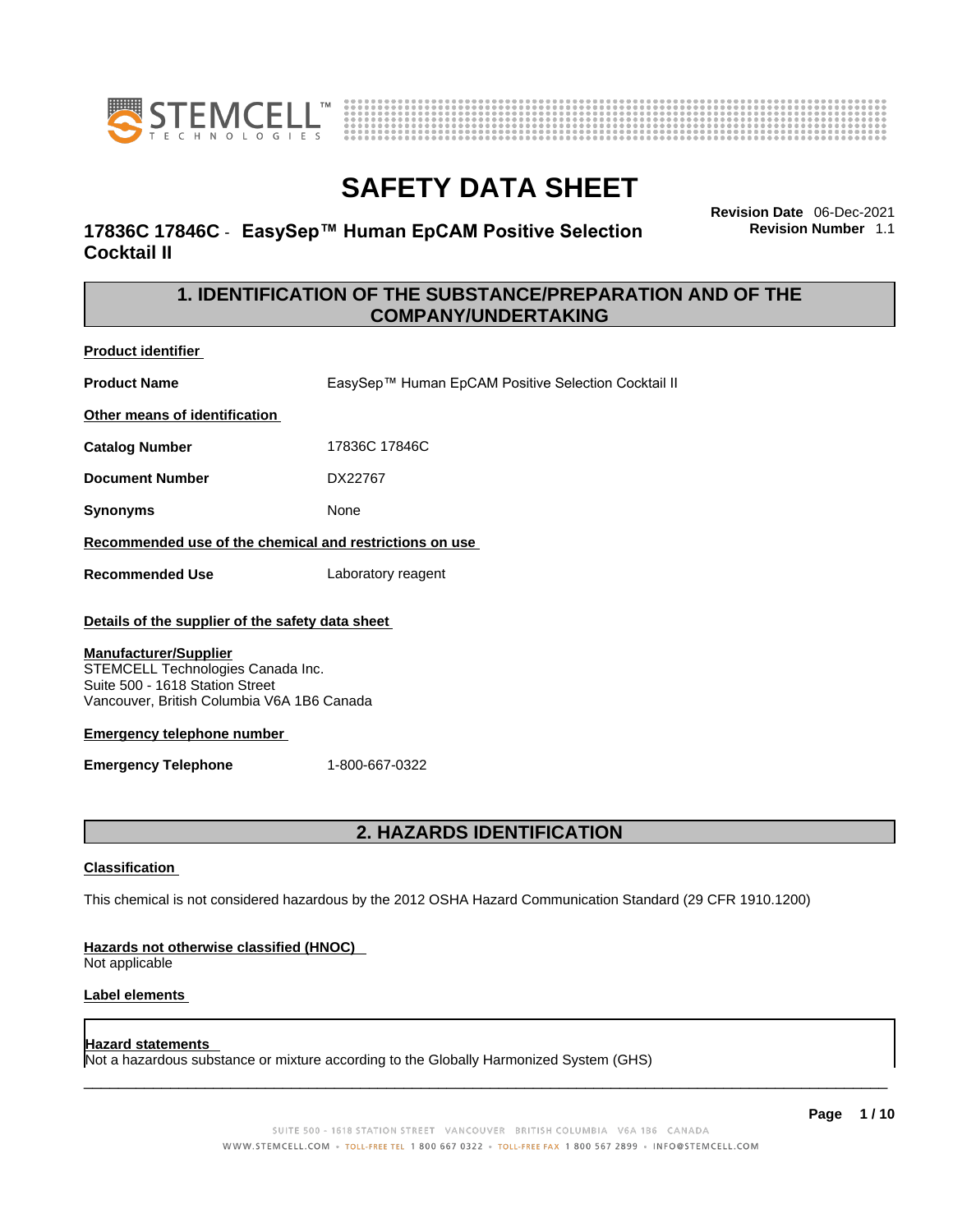# SAFETY DATA SHEET

**17836C 17846C - EasySep™ Human EpCAM Positive Selection Cocktail II**

**Revision Date** 06-Dec-2021
**Revision Number** 1.1

## 1. IDENTIFICATION OF THE SUBSTANCE/PREPARATION AND OF THE COMPANY/UNDERTAKING

**Product identifier**

**Product Name** EasySep™ Human EpCAM Positive Selection Cocktail II

**Other means of identification**

**Catalog Number** 17836C 17846C

**Document Number** DX22767

**Synonyms** None

**Recommended use of the chemical and restrictions on use**

**Recommended Use** Laboratory reagent

**Details of the supplier of the safety data sheet**

**Manufacturer/Supplier**
STEMCELL Technologies Canada Inc.
Suite 500 - 1618 Station Street
Vancouver, British Columbia V6A 1B6 Canada

**Emergency telephone number**

**Emergency Telephone** 1-800-667-0322

## 2. HAZARDS IDENTIFICATION

**Classification**

This chemical is not considered hazardous by the 2012 OSHA Hazard Communication Standard (29 CFR 1910.1200)

**Hazards not otherwise classified (HNOC)**
Not applicable

**Label elements**

**Hazard statements**
Not a hazardous substance or mixture according to the Globally Harmonized System (GHS)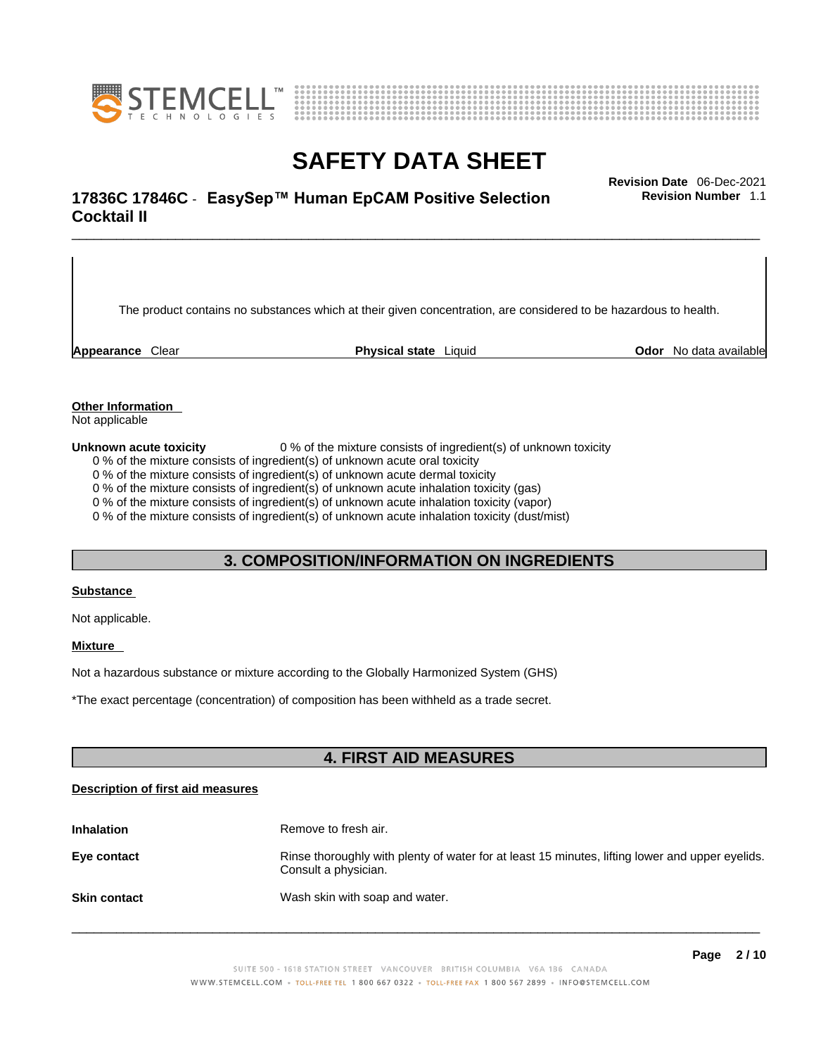The product contains no substances which at their given concentration, are considered to be hazardous to health.

**Appearance** Clear **Physical state** Liquid **Odor** No data available

**Other Information**
Not applicable

**Unknown acute toxicity** 0 % of the mixture consists of ingredient(s) of unknown toxicity
0 % of the mixture consists of ingredient(s) of unknown acute oral toxicity
0 % of the mixture consists of ingredient(s) of unknown acute dermal toxicity
0 % of the mixture consists of ingredient(s) of unknown acute inhalation toxicity (gas)
0 % of the mixture consists of ingredient(s) of unknown acute inhalation toxicity (vapor)
0 % of the mixture consists of ingredient(s) of unknown acute inhalation toxicity (dust/mist)

## 3. COMPOSITION/INFORMATION ON INGREDIENTS

**Substance**

Not applicable.

**Mixture**

Not a hazardous substance or mixture according to the Globally Harmonized System (GHS)

*The exact percentage (concentration) of composition has been withheld as a trade secret.

## 4. FIRST AID MEASURES

**Description of first aid measures**

| | |
|---|---|
| **Inhalation** | Remove to fresh air. |
| **Eye contact** | Rinse thoroughly with plenty of water for at least 15 minutes, lifting lower and upper eyelids. Consult a physician. |
| **Skin contact** | Wash skin with soap and water. |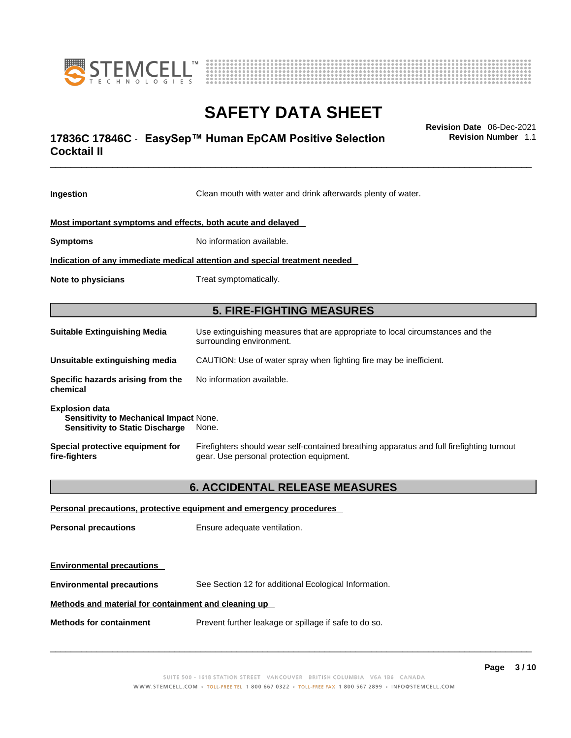**Ingestion** Clean mouth with water and drink afterwards plenty of water.

**Most important symptoms and effects, both acute and delayed**

**Symptoms** No information available.

**Indication of any immediate medical attention and special treatment needed**

**Note to physicians** Treat symptomatically.

## 5. FIRE-FIGHTING MEASURES

**Suitable Extinguishing Media** Use extinguishing measures that are appropriate to local circumstances and the surrounding environment.

**Unsuitable extinguishing media** CAUTION: Use of water spray when fighting fire may be inefficient.

**Specific hazards arising from the chemical** No information available.

**Explosion data**
**Sensitivity to Mechanical Impact** None.
**Sensitivity to Static Discharge** None.

**Special protective equipment for fire-fighters** Firefighters should wear self-contained breathing apparatus and full firefighting turnout gear. Use personal protection equipment.

## 6. ACCIDENTAL RELEASE MEASURES

**Personal precautions, protective equipment and emergency procedures**

**Personal precautions** Ensure adequate ventilation.

**Environmental precautions**

**Environmental precautions** See Section 12 for additional Ecological Information.

**Methods and material for containment and cleaning up**

**Methods for containment** Prevent further leakage or spillage if safe to do so.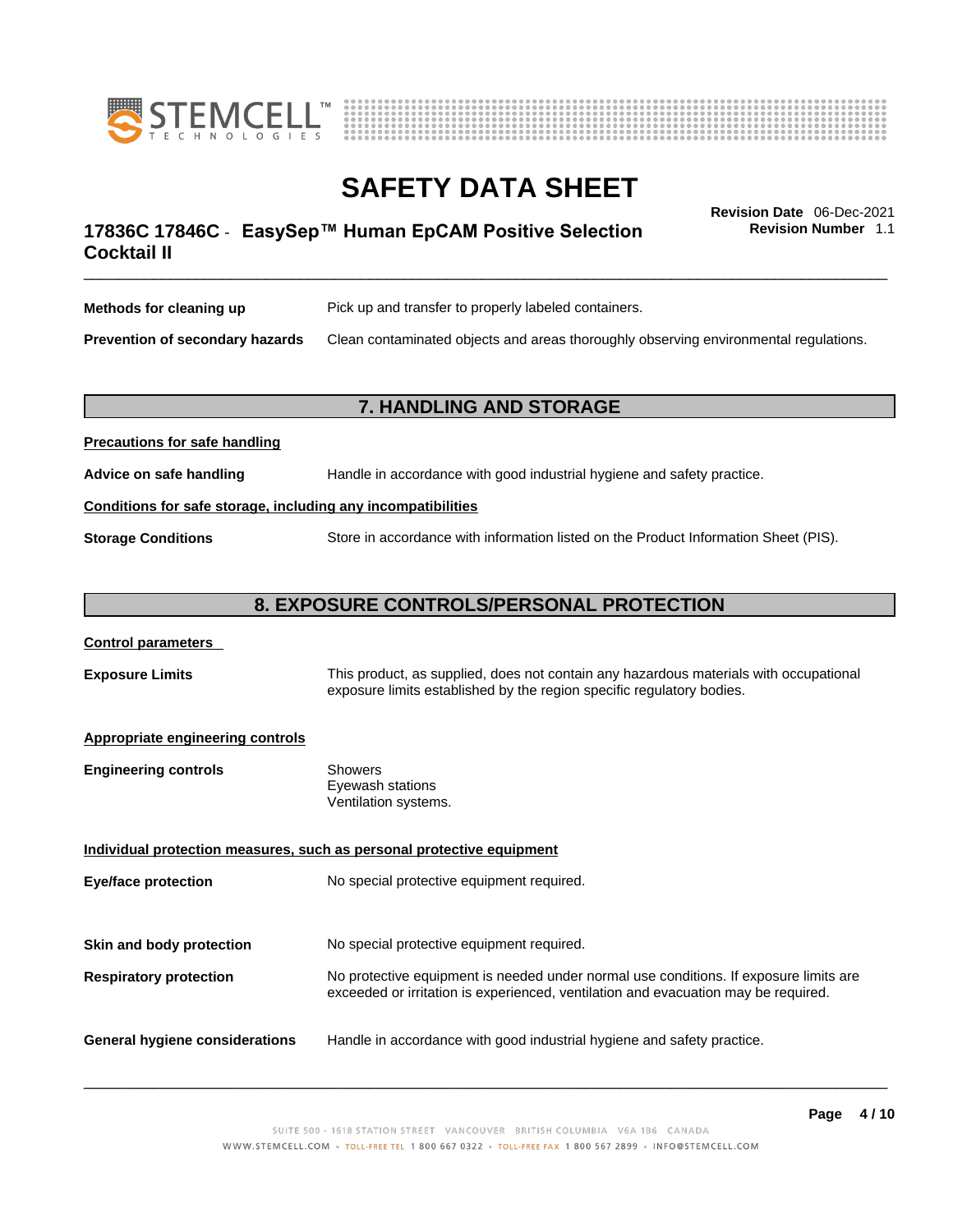| | |
|---|---|
| **Methods for cleaning up** | Pick up and transfer to properly labeled containers. |
| **Prevention of secondary hazards** | Clean contaminated objects and areas thoroughly observing environmental regulations. |

## 7. HANDLING AND STORAGE

**Precautions for safe handling**

| | |
|---|---|
| **Advice on safe handling** | Handle in accordance with good industrial hygiene and safety practice. |

**Conditions for safe storage, including any incompatibilities**

| | |
|---|---|
| **Storage Conditions** | Store in accordance with information listed on the Product Information Sheet (PIS). |

## 8. EXPOSURE CONTROLS/PERSONAL PROTECTION

**Control parameters**

| | |
|---|---|
| **Exposure Limits** | This product, as supplied, does not contain any hazardous materials with occupational exposure limits established by the region specific regulatory bodies. |

**Appropriate engineering controls**

| | |
|---|---|
| **Engineering controls** | Showers<br>Eyewash stations<br>Ventilation systems. |

**Individual protection measures, such as personal protective equipment**

| | |
|---|---|
| **Eye/face protection** | No special protective equipment required. |
| **Skin and body protection** | No special protective equipment required. |
| **Respiratory protection** | No protective equipment is needed under normal use conditions. If exposure limits are exceeded or irritation is experienced, ventilation and evacuation may be required. |
| **General hygiene considerations** | Handle in accordance with good industrial hygiene and safety practice. |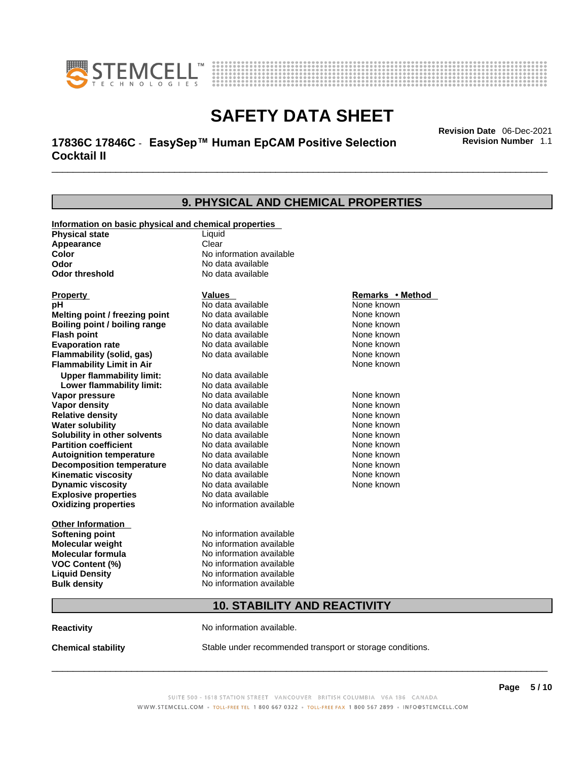## 9. PHYSICAL AND CHEMICAL PROPERTIES

**Information on basic physical and chemical properties**

| | |
|---|---|
| **Physical state** | Liquid |
| **Appearance** | Clear |
| **Color** | No information available |
| **Odor** | No data available |
| **Odor threshold** | No data available |

| **Property** | **Values** | **Remarks • Method** |
|---|---|---|
| **pH** | No data available | None known |
| **Melting point / freezing point** | No data available | None known |
| **Boiling point / boiling range** | No data available | None known |
| **Flash point** | No data available | None known |
| **Evaporation rate** | No data available | None known |
| **Flammability (solid, gas)** | No data available | None known |
| **Flammability Limit in Air** | | None known |
| **Upper flammability limit:** | No data available | |
| **Lower flammability limit:** | No data available | |
| **Vapor pressure** | No data available | None known |
| **Vapor density** | No data available | None known |
| **Relative density** | No data available | None known |
| **Water solubility** | No data available | None known |
| **Solubility in other solvents** | No data available | None known |
| **Partition coefficient** | No data available | None known |
| **Autoignition temperature** | No data available | None known |
| **Decomposition temperature** | No data available | None known |
| **Kinematic viscosity** | No data available | None known |
| **Dynamic viscosity** | No data available | None known |
| **Explosive properties** | No data available | |
| **Oxidizing properties** | No information available | |

**Other Information**

| | |
|---|---|
| **Softening point** | No information available |
| **Molecular weight** | No information available |
| **Molecular formula** | No information available |
| **VOC Content (%)** | No information available |
| **Liquid Density** | No information available |
| **Bulk density** | No information available |

## 10. STABILITY AND REACTIVITY

**Reactivity** No information available.

**Chemical stability** Stable under recommended transport or storage conditions.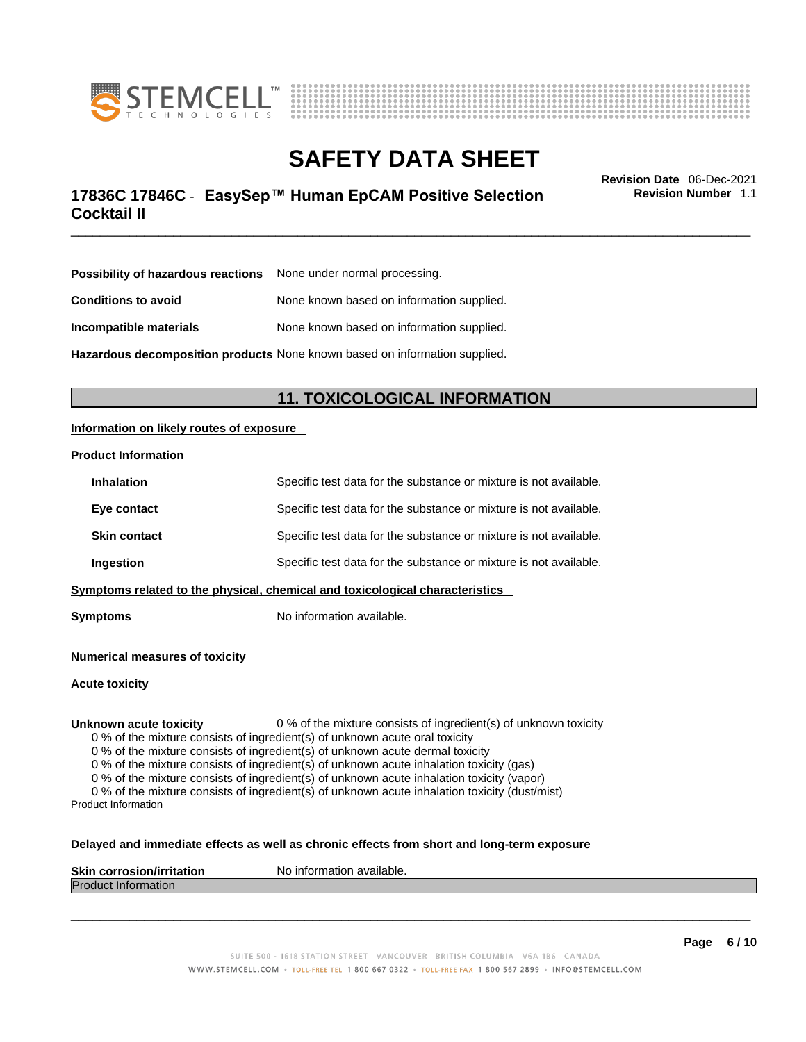| | |
|---|---|
| **Possibility of hazardous reactions** | None under normal processing. |
| **Conditions to avoid** | None known based on information supplied. |
| **Incompatible materials** | None known based on information supplied. |
| **Hazardous decomposition products** | None known based on information supplied. |

## 11. TOXICOLOGICAL INFORMATION

**Information on likely routes of exposure**

**Product Information**

| | |
|---|---|
| **Inhalation** | Specific test data for the substance or mixture is not available. |
| **Eye contact** | Specific test data for the substance or mixture is not available. |
| **Skin contact** | Specific test data for the substance or mixture is not available. |
| **Ingestion** | Specific test data for the substance or mixture is not available. |

**Symptoms related to the physical, chemical and toxicological characteristics**

**Symptoms** No information available.

**Numerical measures of toxicity**

**Acute toxicity**

**Unknown acute toxicity** 0 % of the mixture consists of ingredient(s) of unknown toxicity

0 % of the mixture consists of ingredient(s) of unknown acute oral toxicity
0 % of the mixture consists of ingredient(s) of unknown acute dermal toxicity
0 % of the mixture consists of ingredient(s) of unknown acute inhalation toxicity (gas)
0 % of the mixture consists of ingredient(s) of unknown acute inhalation toxicity (vapor)
0 % of the mixture consists of ingredient(s) of unknown acute inhalation toxicity (dust/mist)

Product Information

**Delayed and immediate effects as well as chronic effects from short and long-term exposure**

**Skin corrosion/irritation** No information available.

Product Information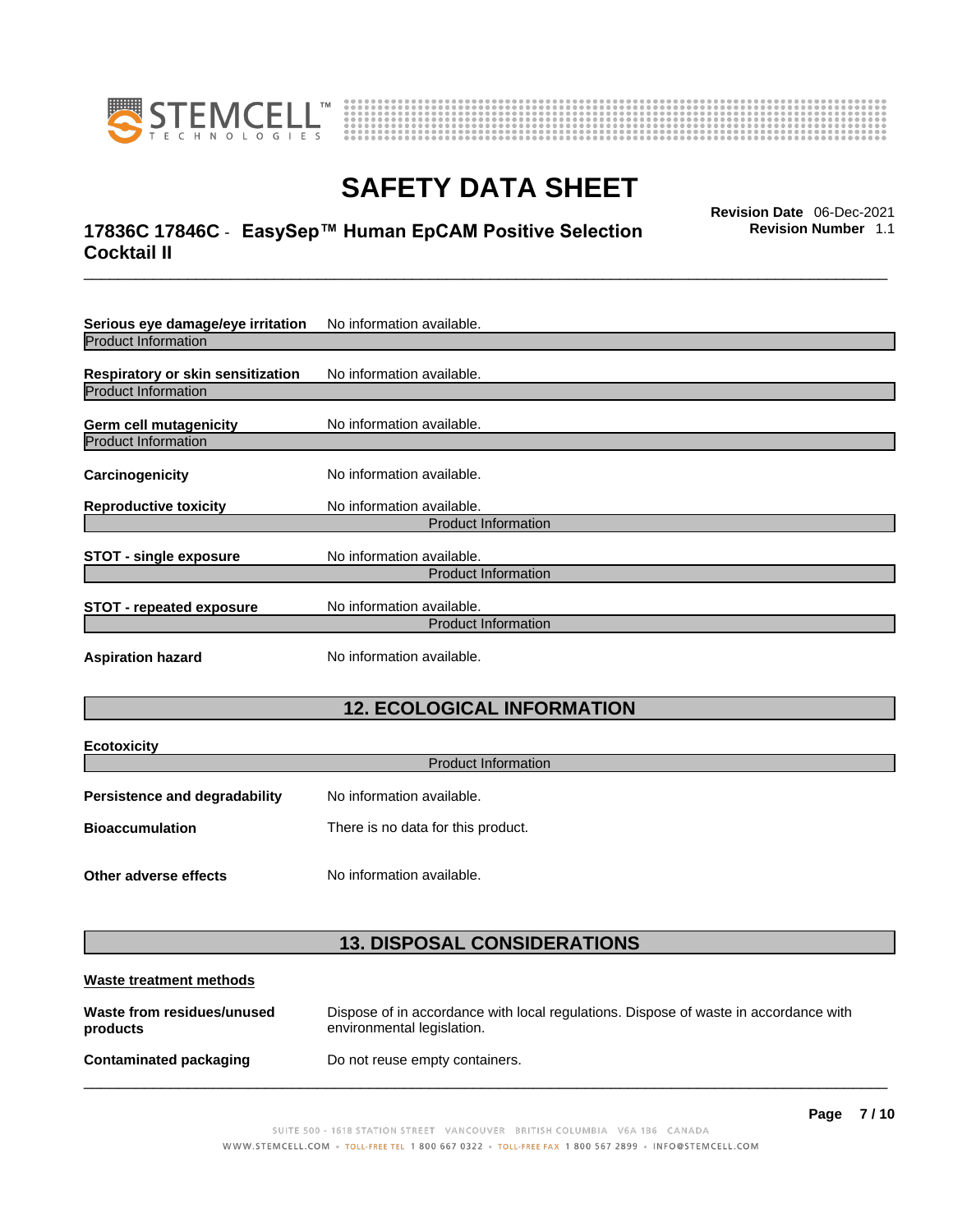**Serious eye damage/eye irritation** No information available.

Product Information

**Respiratory or skin sensitization** No information available.

Product Information

**Germ cell mutagenicity** No information available.

Product Information

**Carcinogenicity** No information available.

**Reproductive toxicity** No information available.

Product Information

**STOT - single exposure** No information available.

Product Information

**STOT - repeated exposure** No information available.

Product Information

**Aspiration hazard** No information available.

## 12. ECOLOGICAL INFORMATION

**Ecotoxicity**

Product Information

**Persistence and degradability** No information available.

**Bioaccumulation** There is no data for this product.

**Other adverse effects** No information available.

## 13. DISPOSAL CONSIDERATIONS

**Waste treatment methods**

**Waste from residues/unused products** Dispose of in accordance with local regulations. Dispose of waste in accordance with environmental legislation.

**Contaminated packaging** Do not reuse empty containers.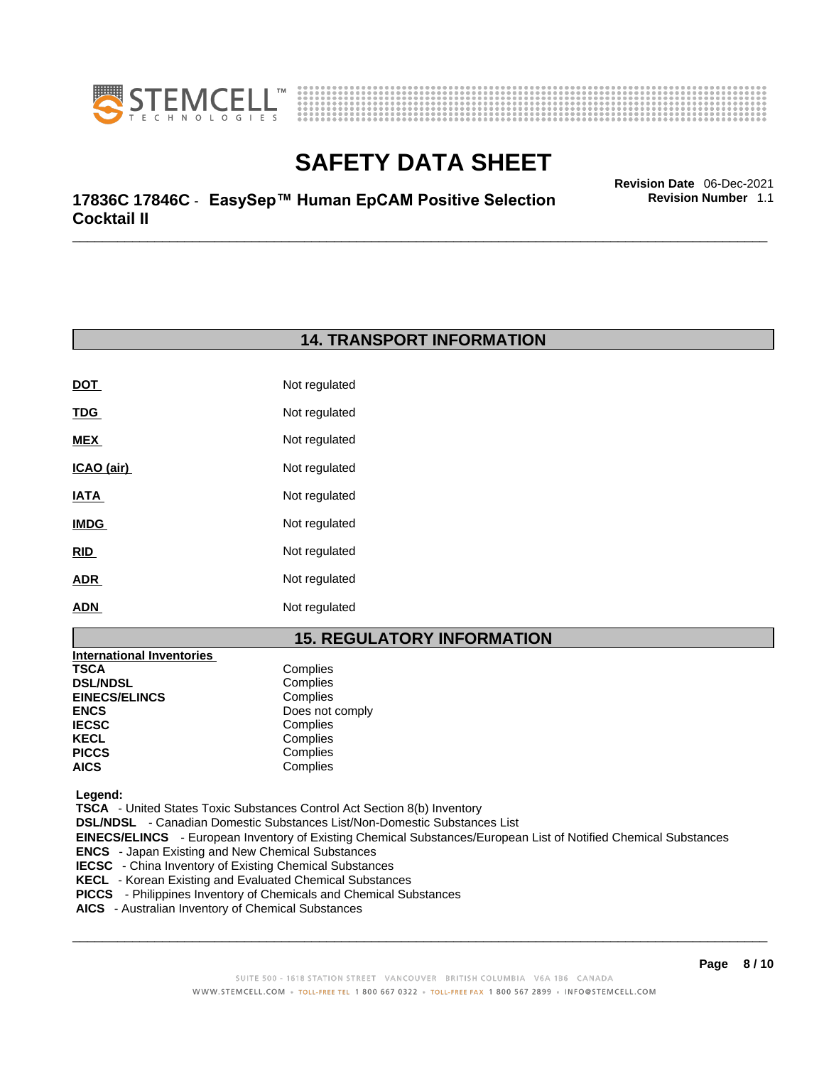## 14. TRANSPORT INFORMATION

| | |
|---|---|
| **DOT** | Not regulated |
| **TDG** | Not regulated |
| **MEX** | Not regulated |
| **ICAO (air)** | Not regulated |
| **IATA** | Not regulated |
| **IMDG** | Not regulated |
| **RID** | Not regulated |
| **ADR** | Not regulated |
| **ADN** | Not regulated |

## 15. REGULATORY INFORMATION

**International Inventories**

| | |
|---|---|
| **TSCA** | Complies |
| **DSL/NDSL** | Complies |
| **EINECS/ELINCS** | Complies |
| **ENCS** | Does not comply |
| **IECSC** | Complies |
| **KECL** | Complies |
| **PICCS** | Complies |
| **AICS** | Complies |

**Legend:**

**TSCA** - United States Toxic Substances Control Act Section 8(b) Inventory
**DSL/NDSL** - Canadian Domestic Substances List/Non-Domestic Substances List
**EINECS/ELINCS** - European Inventory of Existing Chemical Substances/European List of Notified Chemical Substances
**ENCS** - Japan Existing and New Chemical Substances
**IECSC** - China Inventory of Existing Chemical Substances
**KECL** - Korean Existing and Evaluated Chemical Substances
**PICCS** - Philippines Inventory of Chemicals and Chemical Substances
**AICS** - Australian Inventory of Chemical Substances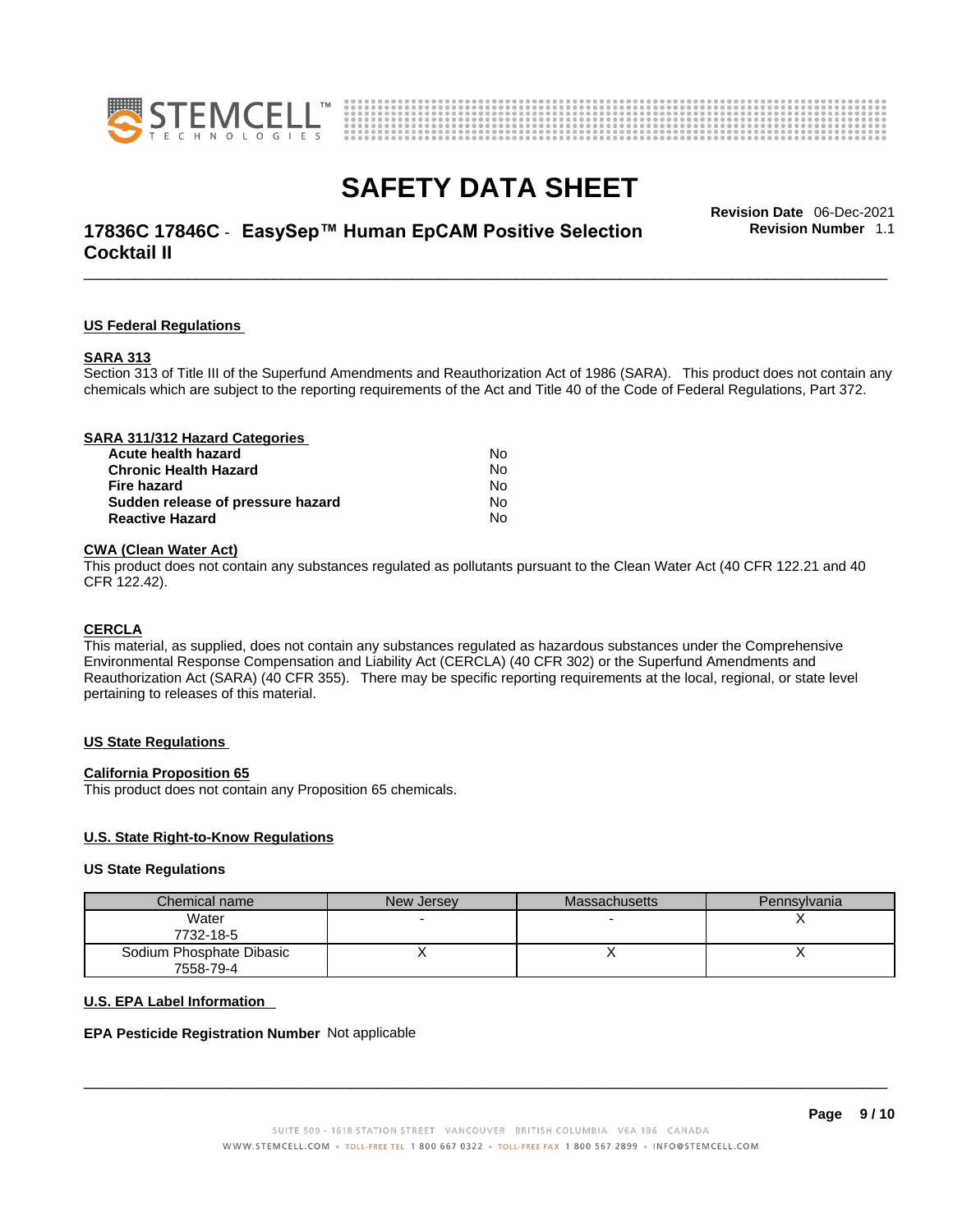## US Federal Regulations

### SARA 313

Section 313 of Title III of the Superfund Amendments and Reauthorization Act of 1986 (SARA). This product does not contain any chemicals which are subject to the reporting requirements of the Act and Title 40 of the Code of Federal Regulations, Part 372.

### SARA 311/312 Hazard Categories

| | |
|---|---|
| **Acute health hazard** | No |
| **Chronic Health Hazard** | No |
| **Fire hazard** | No |
| **Sudden release of pressure hazard** | No |
| **Reactive Hazard** | No |

### CWA (Clean Water Act)

This product does not contain any substances regulated as pollutants pursuant to the Clean Water Act (40 CFR 122.21 and 40 CFR 122.42).

### CERCLA

This material, as supplied, does not contain any substances regulated as hazardous substances under the Comprehensive Environmental Response Compensation and Liability Act (CERCLA) (40 CFR 302) or the Superfund Amendments and Reauthorization Act (SARA) (40 CFR 355). There may be specific reporting requirements at the local, regional, or state level pertaining to releases of this material.

## US State Regulations

### California Proposition 65

This product does not contain any Proposition 65 chemicals.

### U.S. State Right-to-Know Regulations

**US State Regulations**

| Chemical name | New Jersey | Massachusetts | Pennsylvania |
|---|---|---|---|
| Water<br>7732-18-5 | - | - | X |
| Sodium Phosphate Dibasic<br>7558-79-4 | X | X | X |

### U.S. EPA Label Information

**EPA Pesticide Registration Number** Not applicable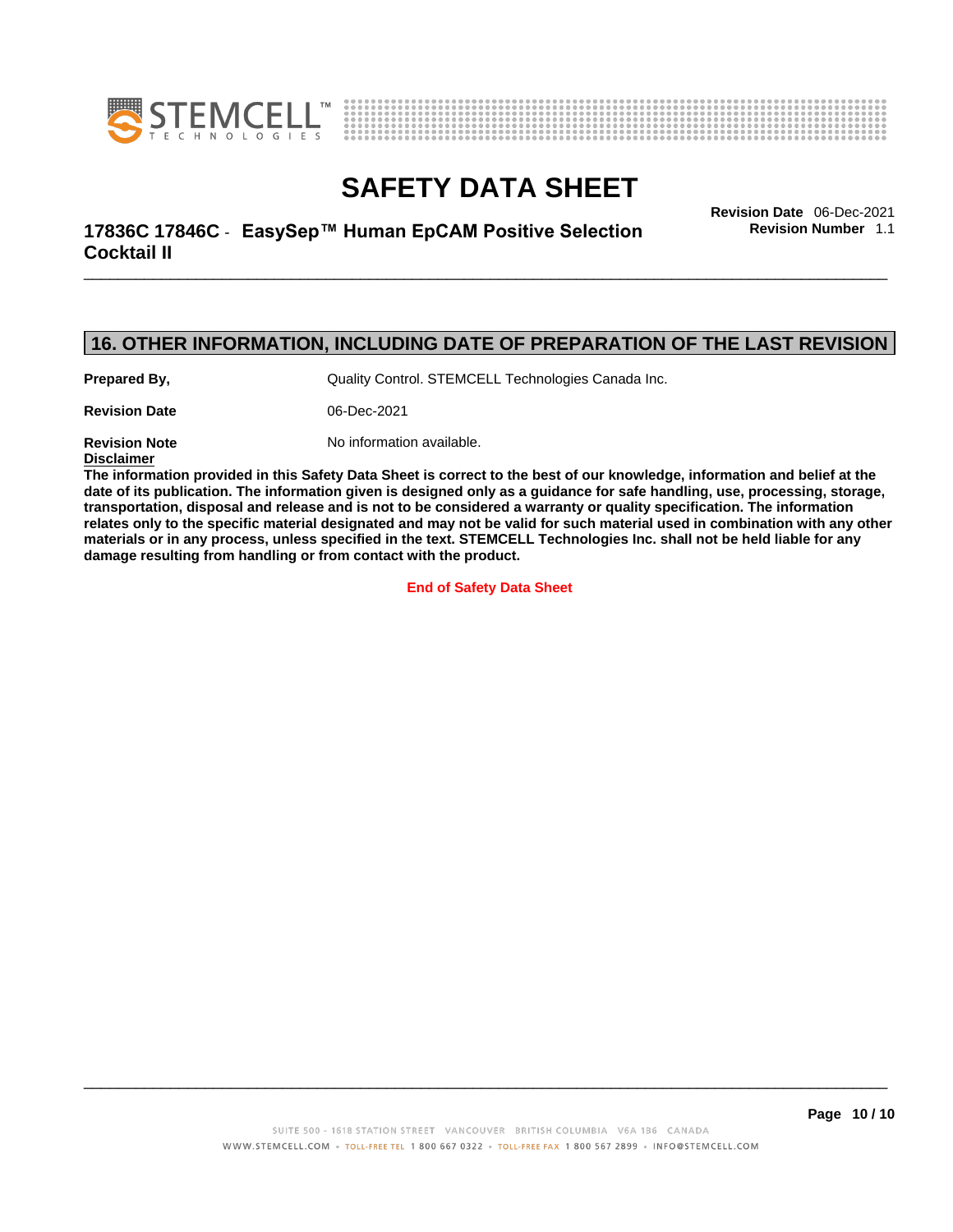## 16. OTHER INFORMATION, INCLUDING DATE OF PREPARATION OF THE LAST REVISION

**Prepared By,** Quality Control. STEMCELL Technologies Canada Inc.

**Revision Date** 06-Dec-2021

**Revision Note** No information available.

**Disclaimer**

**The information provided in this Safety Data Sheet is correct to the best of our knowledge, information and belief at the date of its publication. The information given is designed only as a guidance for safe handling, use, processing, storage, transportation, disposal and release and is not to be considered a warranty or quality specification. The information relates only to the specific material designated and may not be valid for such material used in combination with any other materials or in any process, unless specified in the text. STEMCELL Technologies Inc. shall not be held liable for any damage resulting from handling or from contact with the product.**

**End of Safety Data Sheet**